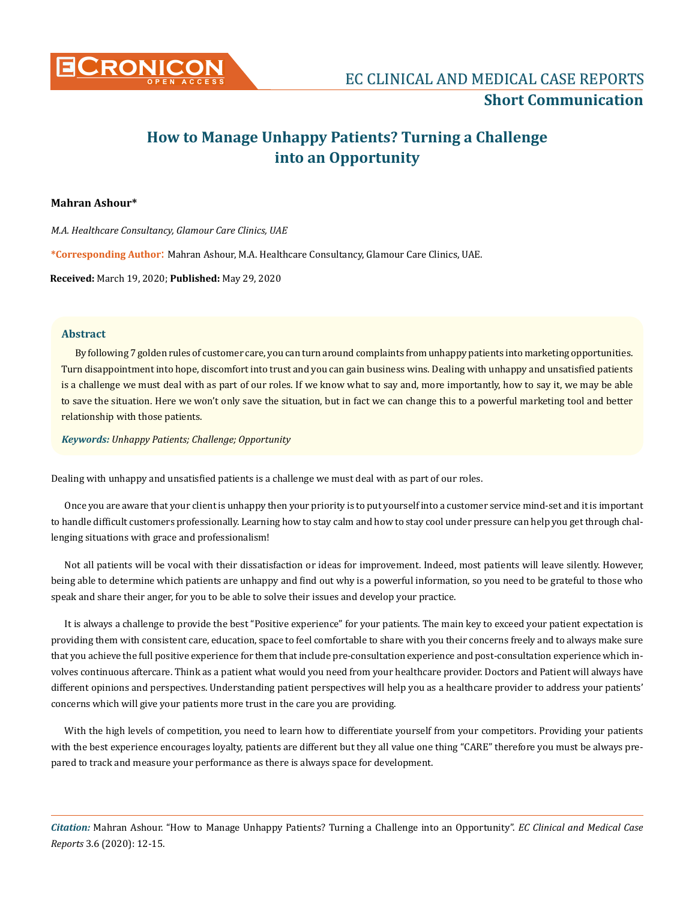# How to Manage Unhappy Patients? Turning a Challenge into an Opportunity

**Mahran Ashour***

*M.A. Healthcare Consultancy, Glamour Care Clinics, UAE*

***Corresponding Author**: Mahran Ashour, M.A. Healthcare Consultancy, Glamour Care Clinics, UAE.

**Received:** March 19, 2020; **Published:** May 29, 2020

## Abstract

By following 7 golden rules of customer care, you can turn around complaints from unhappy patients into marketing opportunities. Turn disappointment into hope, discomfort into trust and you can gain business wins. Dealing with unhappy and unsatisfied patients is a challenge we must deal with as part of our roles. If we know what to say and, more importantly, how to say it, we may be able to save the situation. Here we won't only save the situation, but in fact we can change this to a powerful marketing tool and better relationship with those patients.

***Keywords:*** *Unhappy Patients; Challenge; Opportunity*

Dealing with unhappy and unsatisfied patients is a challenge we must deal with as part of our roles.

Once you are aware that your client is unhappy then your priority is to put yourself into a customer service mind-set and it is important to handle difficult customers professionally. Learning how to stay calm and how to stay cool under pressure can help you get through challenging situations with grace and professionalism!

Not all patients will be vocal with their dissatisfaction or ideas for improvement. Indeed, most patients will leave silently. However, being able to determine which patients are unhappy and find out why is a powerful information, so you need to be grateful to those who speak and share their anger, for you to be able to solve their issues and develop your practice.

It is always a challenge to provide the best "Positive experience" for your patients. The main key to exceed your patient expectation is providing them with consistent care, education, space to feel comfortable to share with you their concerns freely and to always make sure that you achieve the full positive experience for them that include pre-consultation experience and post-consultation experience which involves continuous aftercare. Think as a patient what would you need from your healthcare provider. Doctors and Patient will always have different opinions and perspectives. Understanding patient perspectives will help you as a healthcare provider to address your patients' concerns which will give your patients more trust in the care you are providing.

With the high levels of competition, you need to learn how to differentiate yourself from your competitors. Providing your patients with the best experience encourages loyalty, patients are different but they all value one thing "CARE" therefore you must be always prepared to track and measure your performance as there is always space for development.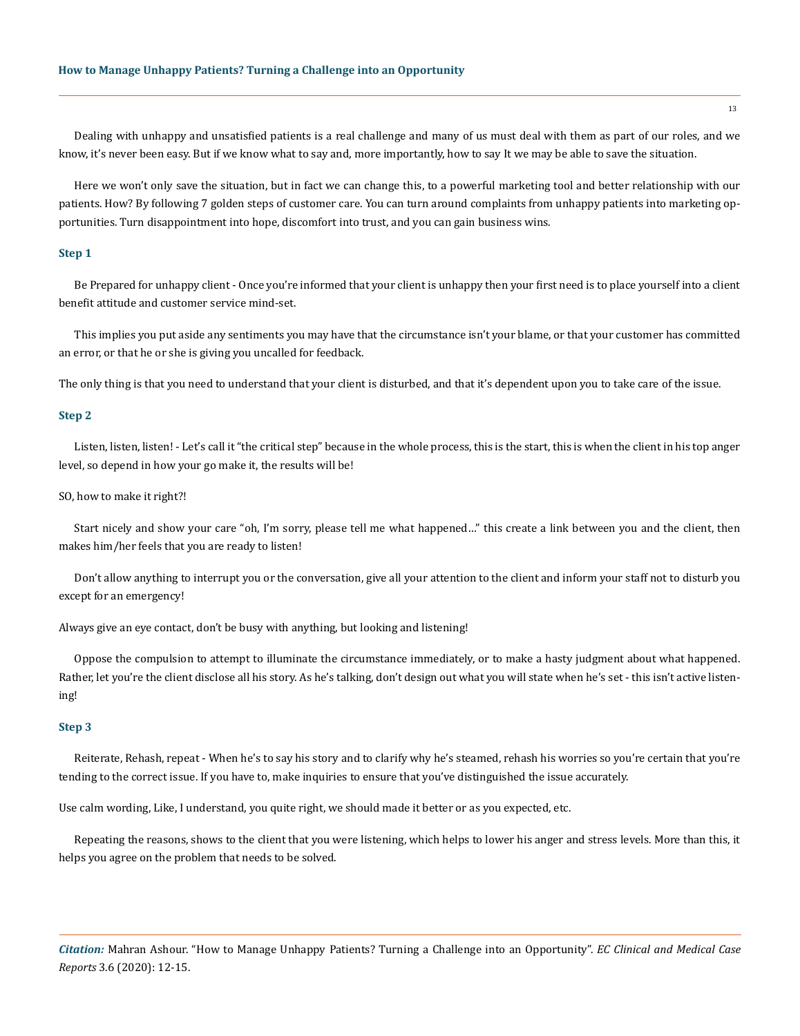Dealing with unhappy and unsatisfied patients is a real challenge and many of us must deal with them as part of our roles, and we know, it's never been easy. But if we know what to say and, more importantly, how to say It we may be able to save the situation.

Here we won't only save the situation, but in fact we can change this, to a powerful marketing tool and better relationship with our patients. How? By following 7 golden steps of customer care. You can turn around complaints from unhappy patients into marketing opportunities. Turn disappointment into hope, discomfort into trust, and you can gain business wins.

### Step 1

Be Prepared for unhappy client - Once you're informed that your client is unhappy then your first need is to place yourself into a client benefit attitude and customer service mind-set.

This implies you put aside any sentiments you may have that the circumstance isn't your blame, or that your customer has committed an error, or that he or she is giving you uncalled for feedback.

The only thing is that you need to understand that your client is disturbed, and that it's dependent upon you to take care of the issue.

### Step 2

Listen, listen, listen! - Let's call it "the critical step" because in the whole process, this is the start, this is when the client in his top anger level, so depend in how your go make it, the results will be!

SO, how to make it right?!

Start nicely and show your care "oh, I'm sorry, please tell me what happened…" this create a link between you and the client, then makes him/her feels that you are ready to listen!

Don't allow anything to interrupt you or the conversation, give all your attention to the client and inform your staff not to disturb you except for an emergency!

Always give an eye contact, don't be busy with anything, but looking and listening!

Oppose the compulsion to attempt to illuminate the circumstance immediately, or to make a hasty judgment about what happened. Rather, let you're the client disclose all his story. As he's talking, don't design out what you will state when he's set - this isn't active listening!

### Step 3

Reiterate, Rehash, repeat - When he's to say his story and to clarify why he's steamed, rehash his worries so you're certain that you're tending to the correct issue. If you have to, make inquiries to ensure that you've distinguished the issue accurately.

Use calm wording, Like, I understand, you quite right, we should made it better or as you expected, etc.

Repeating the reasons, shows to the client that you were listening, which helps to lower his anger and stress levels. More than this, it helps you agree on the problem that needs to be solved.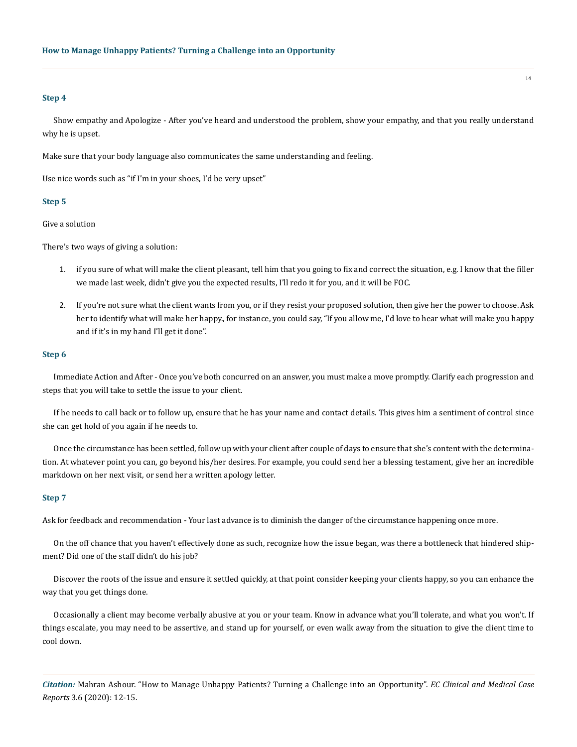### Step 4

Show empathy and Apologize - After you've heard and understood the problem, show your empathy, and that you really understand why he is upset.

Make sure that your body language also communicates the same understanding and feeling.

Use nice words such as "if I'm in your shoes, I'd be very upset"

### Step 5

Give a solution

There's two ways of giving a solution:

1. if you sure of what will make the client pleasant, tell him that you going to fix and correct the situation, e.g. I know that the filler we made last week, didn't give you the expected results, I'll redo it for you, and it will be FOC.
2. If you're not sure what the client wants from you, or if they resist your proposed solution, then give her the power to choose. Ask her to identify what will make her happy., for instance, you could say, "If you allow me, I'd love to hear what will make you happy and if it's in my hand I'll get it done".

### Step 6

Immediate Action and After - Once you've both concurred on an answer, you must make a move promptly. Clarify each progression and steps that you will take to settle the issue to your client.

If he needs to call back or to follow up, ensure that he has your name and contact details. This gives him a sentiment of control since she can get hold of you again if he needs to.

Once the circumstance has been settled, follow up with your client after couple of days to ensure that she's content with the determination. At whatever point you can, go beyond his/her desires. For example, you could send her a blessing testament, give her an incredible markdown on her next visit, or send her a written apology letter.

### Step 7

Ask for feedback and recommendation - Your last advance is to diminish the danger of the circumstance happening once more.

On the off chance that you haven't effectively done as such, recognize how the issue began, was there a bottleneck that hindered shipment? Did one of the staff didn't do his job?

Discover the roots of the issue and ensure it settled quickly, at that point consider keeping your clients happy, so you can enhance the way that you get things done.

Occasionally a client may become verbally abusive at you or your team. Know in advance what you'll tolerate, and what you won't. If things escalate, you may need to be assertive, and stand up for yourself, or even walk away from the situation to give the client time to cool down.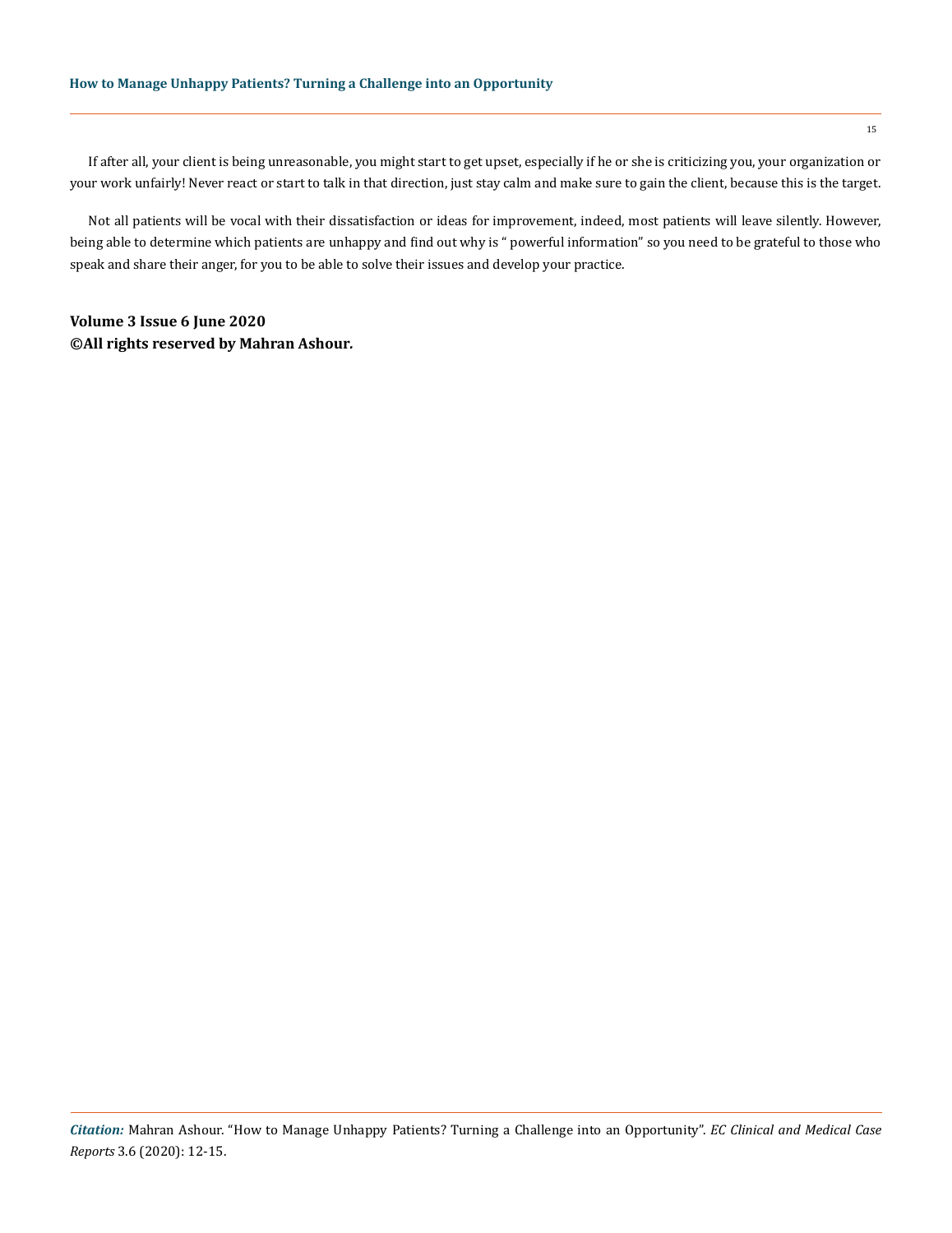If after all, your client is being unreasonable, you might start to get upset, especially if he or she is criticizing you, your organization or your work unfairly! Never react or start to talk in that direction, just stay calm and make sure to gain the client, because this is the target.

Not all patients will be vocal with their dissatisfaction or ideas for improvement, indeed, most patients will leave silently. However, being able to determine which patients are unhappy and find out why is " powerful information" so you need to be grateful to those who speak and share their anger, for you to be able to solve their issues and develop your practice.

**Volume 3 Issue 6 June 2020**
**©All rights reserved by Mahran Ashour.**